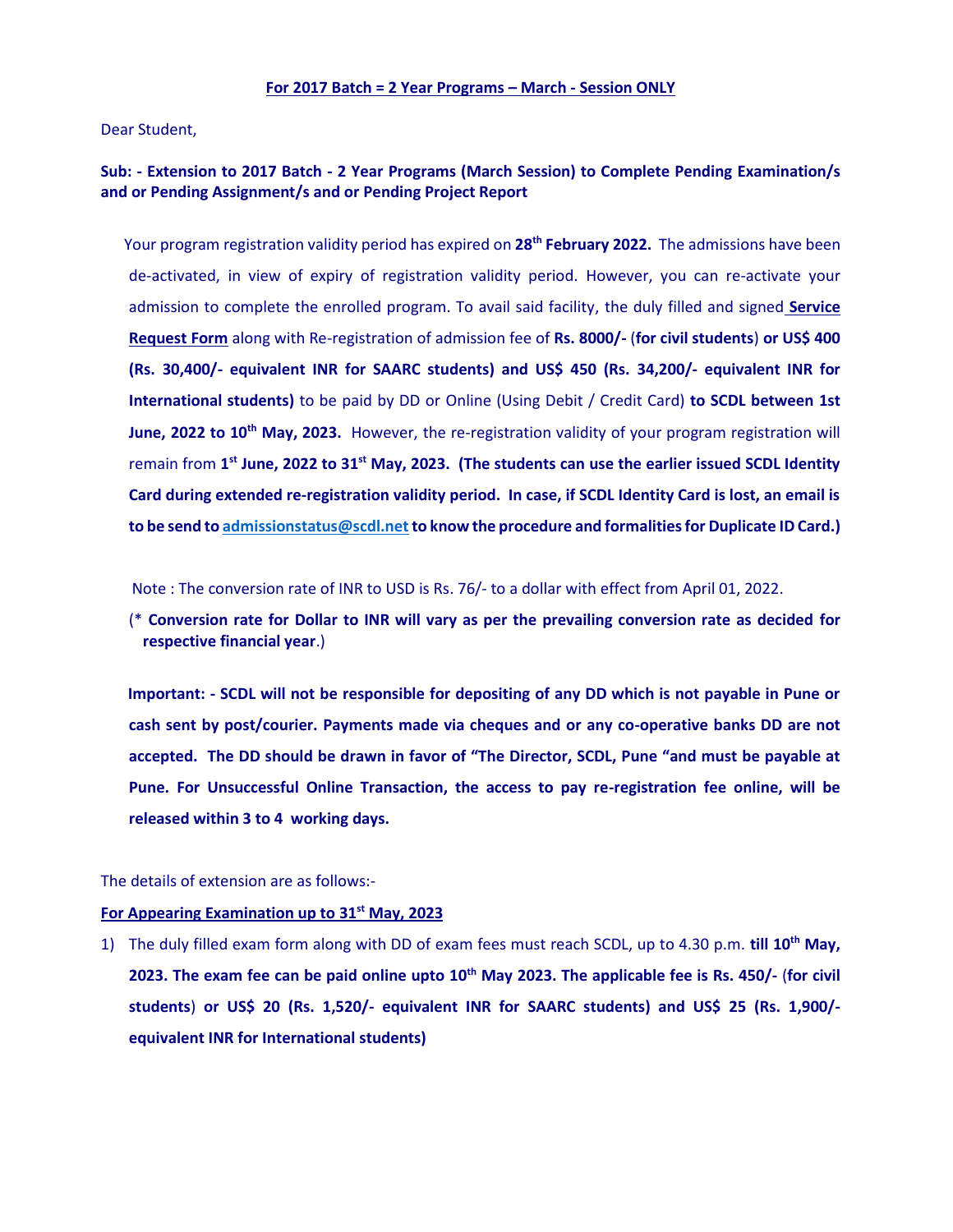**For 2017 Batch = 2 Year Programs – March - Session ONLY**

Dear Student,

**Sub: - Extension to 2017 Batch - 2 Year Programs (March Session) to Complete Pending Examination/s and or Pending Assignment/s and or Pending Project Report**

Your program registration validity period has expired on **28th February 2022.** The admissions have been de-activated, in view of expiry of registration validity period. However, you can re-activate your admission to complete the enrolled program. To avail said facility, the duly filled and signed **Service Request Form** along with Re-registration of admission fee of **Rs. 8000/-** (**for civil students**) **or US$ 400 (Rs. 30,400/- equivalent INR for SAARC students) and US$ 450 (Rs. 34,200/- equivalent INR for International students)** to be paid by DD or Online (Using Debit / Credit Card) **to SCDL between 1st June, 2022 to 10th May, 2023.** However, the re-registration validity of your program registration will remain from **1st June, 2022 to 31st May, 2023. (The students can use the earlier issued SCDL Identity Card during extended re-registration validity period. In case, if SCDL Identity Card is lost, an email is to be send to admissionstatus@scdl.net to know the procedure and formalities for Duplicate ID Card.)**

Note : The conversion rate of INR to USD is Rs. 76/- to a dollar with effect from April 01, 2022.

(* **Conversion rate for Dollar to INR will vary as per the prevailing conversion rate as decided for respective financial year**.)

**Important: - SCDL will not be responsible for depositing of any DD which is not payable in Pune or cash sent by post/courier. Payments made via cheques and or any co-operative banks DD are not accepted. The DD should be drawn in favor of "The Director, SCDL, Pune "and must be payable at Pune. For Unsuccessful Online Transaction, the access to pay re-registration fee online, will be released within 3 to 4 working days.**

The details of extension are as follows:-

**For Appearing Examination up to 31st May, 2023**

1) The duly filled exam form along with DD of exam fees must reach SCDL, up to 4.30 p.m. **till 10th May, 2023. The exam fee can be paid online upto 10th May 2023. The applicable fee is Rs. 450/-** (**for civil students**) **or US$ 20 (Rs. 1,520/- equivalent INR for SAARC students) and US$ 25 (Rs. 1,900/- equivalent INR for International students)**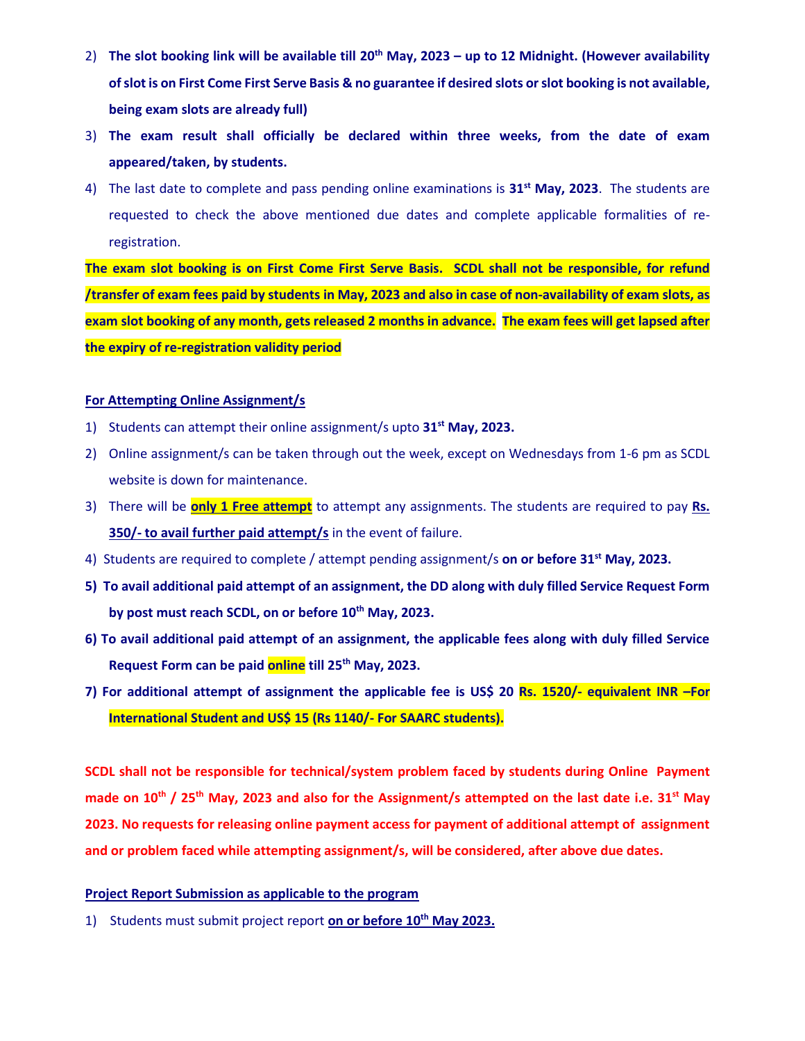2) **The slot booking link will be available till 20th May, 2023 – up to 12 Midnight. (However availability of slot is on First Come First Serve Basis & no guarantee if desired slots or slot booking is not available, being exam slots are already full)**
3) **The exam result shall officially be declared within three weeks, from the date of exam appeared/taken, by students.**
4) The last date to complete and pass pending online examinations is **31st May, 2023**. The students are requested to check the above mentioned due dates and complete applicable formalities of re-registration.

**The exam slot booking is on First Come First Serve Basis. SCDL shall not be responsible, for refund /transfer of exam fees paid by students in May, 2023 and also in case of non-availability of exam slots, as exam slot booking of any month, gets released 2 months in advance. The exam fees will get lapsed after the expiry of re-registration validity period**

**For Attempting Online Assignment/s**

1) Students can attempt their online assignment/s upto **31st May, 2023.**
2) Online assignment/s can be taken through out the week, except on Wednesdays from 1-6 pm as SCDL website is down for maintenance.
3) There will be **only 1 Free attempt** to attempt any assignments. The students are required to pay **Rs. 350/- to avail further paid attempt/s** in the event of failure.
4) Students are required to complete / attempt pending assignment/s **on or before 31st May, 2023.**
5) **To avail additional paid attempt of an assignment, the DD along with duly filled Service Request Form by post must reach SCDL, on or before 10th May, 2023.**
6) **To avail additional paid attempt of an assignment, the applicable fees along with duly filled Service Request Form can be paid online till 25th May, 2023.**
7) **For additional attempt of assignment the applicable fee is US$ 20 Rs. 1520/- equivalent INR –For International Student and US$ 15 (Rs 1140/- For SAARC students).**

**SCDL shall not be responsible for technical/system problem faced by students during Online Payment made on 10th / 25th May, 2023 and also for the Assignment/s attempted on the last date i.e. 31st May 2023. No requests for releasing online payment access for payment of additional attempt of assignment and or problem faced while attempting assignment/s, will be considered, after above due dates.**

**Project Report Submission as applicable to the program**

1) Students must submit project report **on or before 10th May 2023.**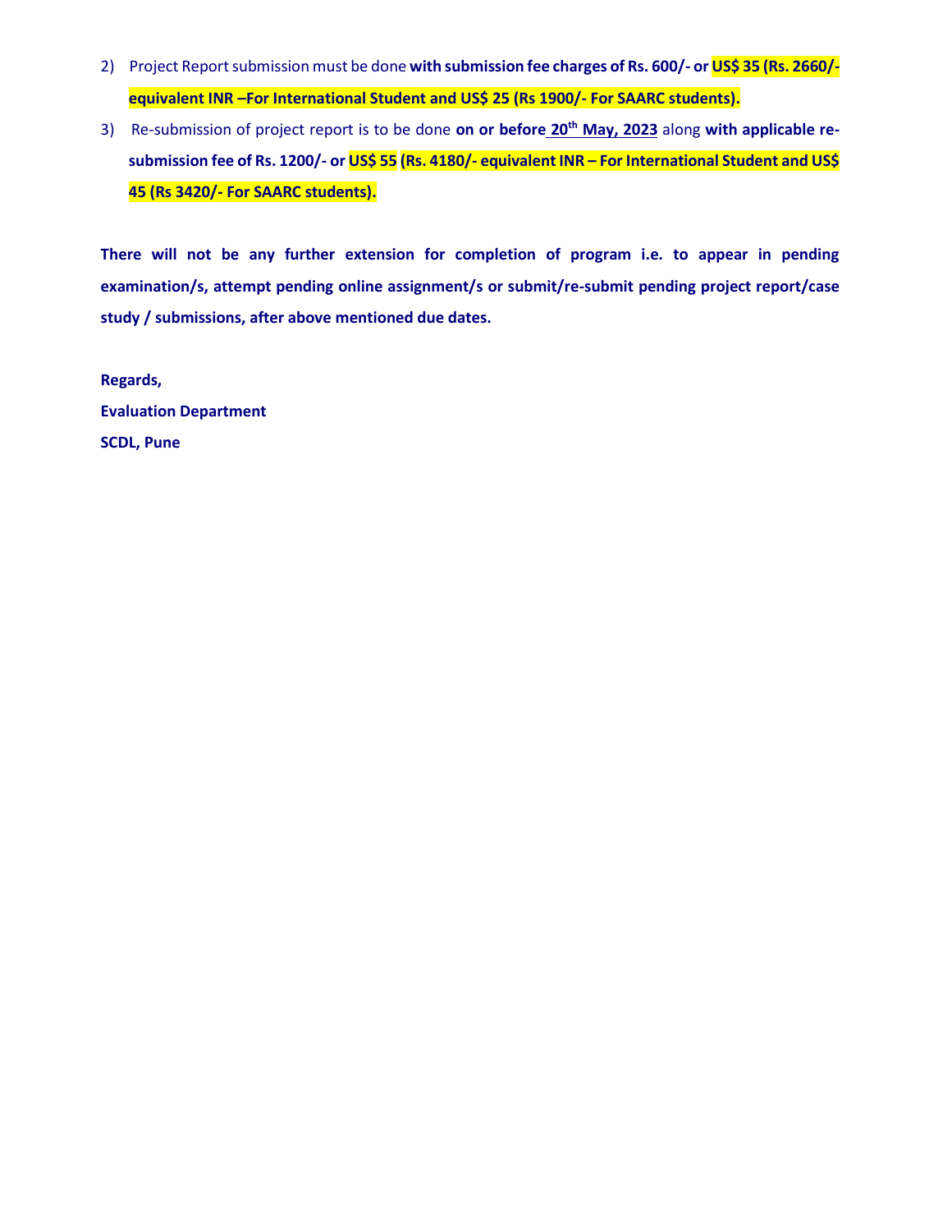2) Project Report submission must be done **with submission fee charges of Rs. 600/- or US$ 35 (Rs. 2660/- equivalent INR –For International Student and US$ 25 (Rs 1900/- For SAARC students).**

3) Re-submission of project report is to be done **on or before 20th May, 2023** along **with applicable re-submission fee of Rs. 1200/- or US$ 55 (Rs. 4180/- equivalent INR – For International Student and US$ 45 (Rs 3420/- For SAARC students).**

**There will not be any further extension for completion of program i.e. to appear in pending examination/s, attempt pending online assignment/s or submit/re-submit pending project report/case study / submissions, after above mentioned due dates.**

**Regards,**

**Evaluation Department**

**SCDL, Pune**